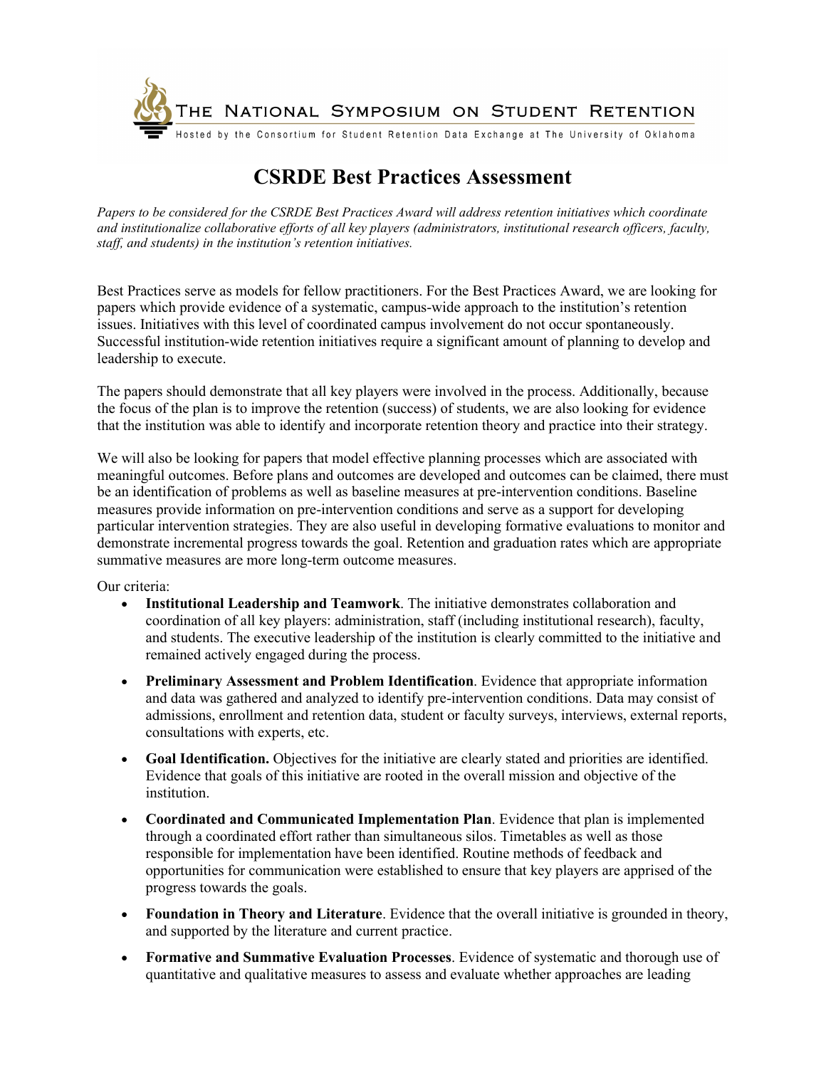THE NATIONAL SYMPOSIUM ON STUDENT RETENTION

Hosted by the Consortium for Student Retention Data Exchange at The University of Oklahoma

# CSRDE Best Practices Assessment

*Papers to be considered for the CSRDE Best Practices Award will address retention initiatives which coordinate and institutionalize collaborative efforts of all key players (administrators, institutional research officers, faculty, staff, and students) in the institution's retention initiatives.*

Best Practices serve as models for fellow practitioners. For the Best Practices Award, we are looking for papers which provide evidence of a systematic, campus-wide approach to the institution's retention issues. Initiatives with this level of coordinated campus involvement do not occur spontaneously. Successful institution-wide retention initiatives require a significant amount of planning to develop and leadership to execute.

The papers should demonstrate that all key players were involved in the process. Additionally, because the focus of the plan is to improve the retention (success) of students, we are also looking for evidence that the institution was able to identify and incorporate retention theory and practice into their strategy.

We will also be looking for papers that model effective planning processes which are associated with meaningful outcomes. Before plans and outcomes are developed and outcomes can be claimed, there must be an identification of problems as well as baseline measures at pre-intervention conditions. Baseline measures provide information on pre-intervention conditions and serve as a support for developing particular intervention strategies. They are also useful in developing formative evaluations to monitor and demonstrate incremental progress towards the goal. Retention and graduation rates which are appropriate summative measures are more long-term outcome measures.

Our criteria:

- **Institutional Leadership and Teamwork**. The initiative demonstrates collaboration and coordination of all key players: administration, staff (including institutional research), faculty, and students. The executive leadership of the institution is clearly committed to the initiative and remained actively engaged during the process.
- **Preliminary Assessment and Problem Identification**. Evidence that appropriate information and data was gathered and analyzed to identify pre-intervention conditions. Data may consist of admissions, enrollment and retention data, student or faculty surveys, interviews, external reports, consultations with experts, etc.
- **Goal Identification.** Objectives for the initiative are clearly stated and priorities are identified. Evidence that goals of this initiative are rooted in the overall mission and objective of the institution.
- **Coordinated and Communicated Implementation Plan**. Evidence that plan is implemented through a coordinated effort rather than simultaneous silos. Timetables as well as those responsible for implementation have been identified. Routine methods of feedback and opportunities for communication were established to ensure that key players are apprised of the progress towards the goals.
- **Foundation in Theory and Literature**. Evidence that the overall initiative is grounded in theory, and supported by the literature and current practice.
- **Formative and Summative Evaluation Processes**. Evidence of systematic and thorough use of quantitative and qualitative measures to assess and evaluate whether approaches are leading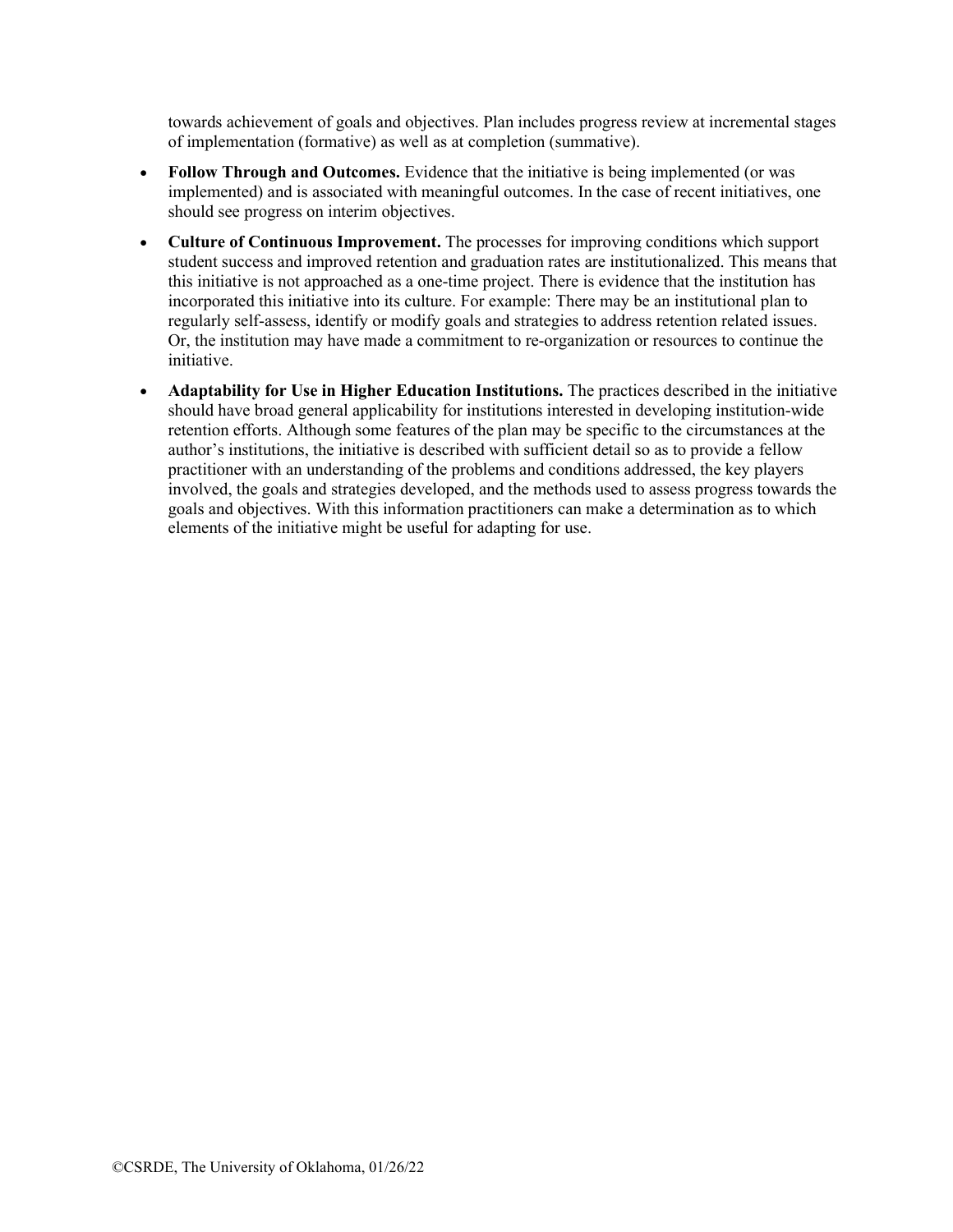towards achievement of goals and objectives. Plan includes progress review at incremental stages of implementation (formative) as well as at completion (summative).

- **Follow Through and Outcomes.** Evidence that the initiative is being implemented (or was implemented) and is associated with meaningful outcomes. In the case of recent initiatives, one should see progress on interim objectives.
- **Culture of Continuous Improvement.** The processes for improving conditions which support student success and improved retention and graduation rates are institutionalized. This means that this initiative is not approached as a one-time project. There is evidence that the institution has incorporated this initiative into its culture. For example: There may be an institutional plan to regularly self-assess, identify or modify goals and strategies to address retention related issues. Or, the institution may have made a commitment to re-organization or resources to continue the initiative.
- **Adaptability for Use in Higher Education Institutions.** The practices described in the initiative should have broad general applicability for institutions interested in developing institution-wide retention efforts. Although some features of the plan may be specific to the circumstances at the author's institutions, the initiative is described with sufficient detail so as to provide a fellow practitioner with an understanding of the problems and conditions addressed, the key players involved, the goals and strategies developed, and the methods used to assess progress towards the goals and objectives. With this information practitioners can make a determination as to which elements of the initiative might be useful for adapting for use.